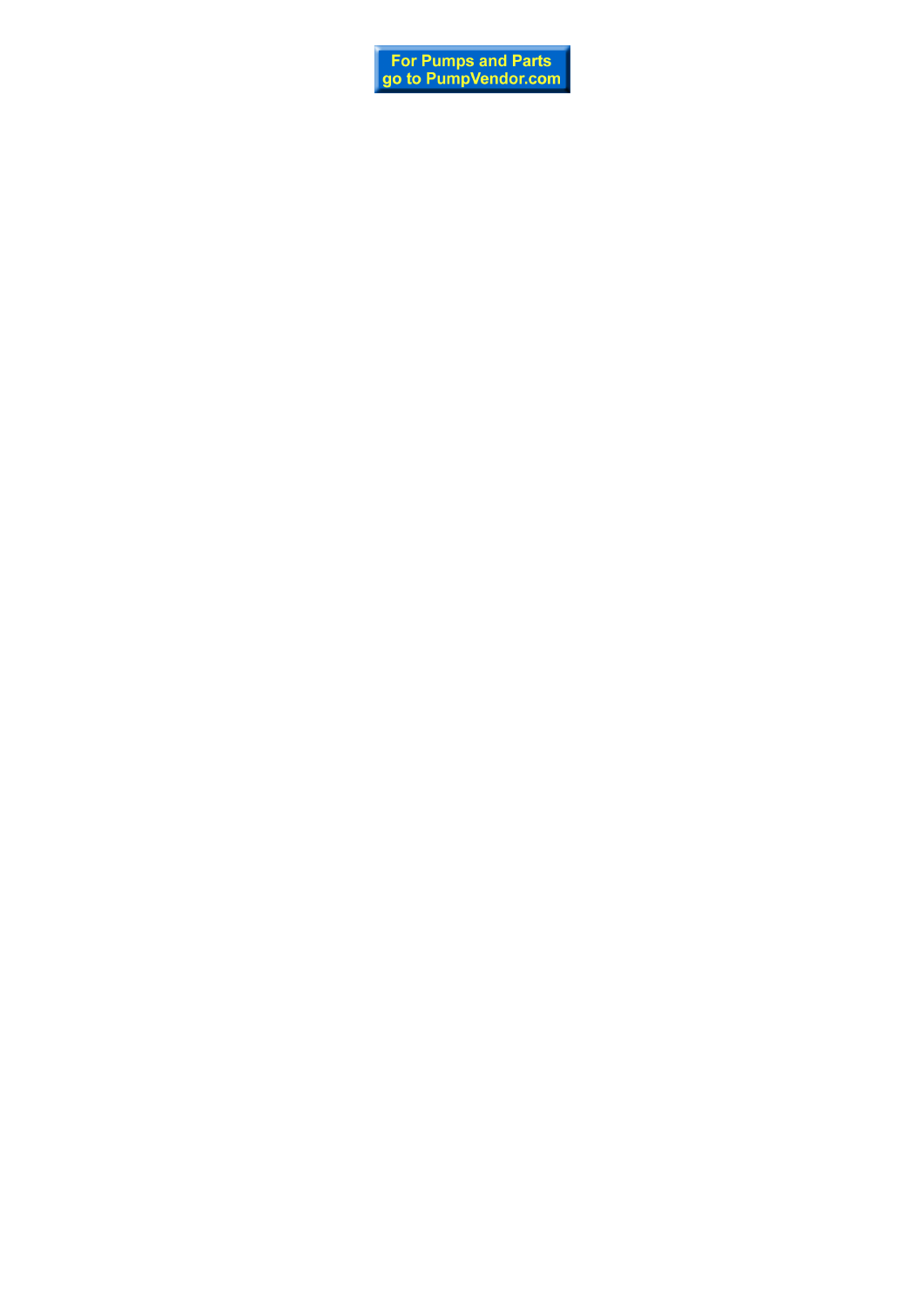For Pumps and Parts go to PumpVendor.com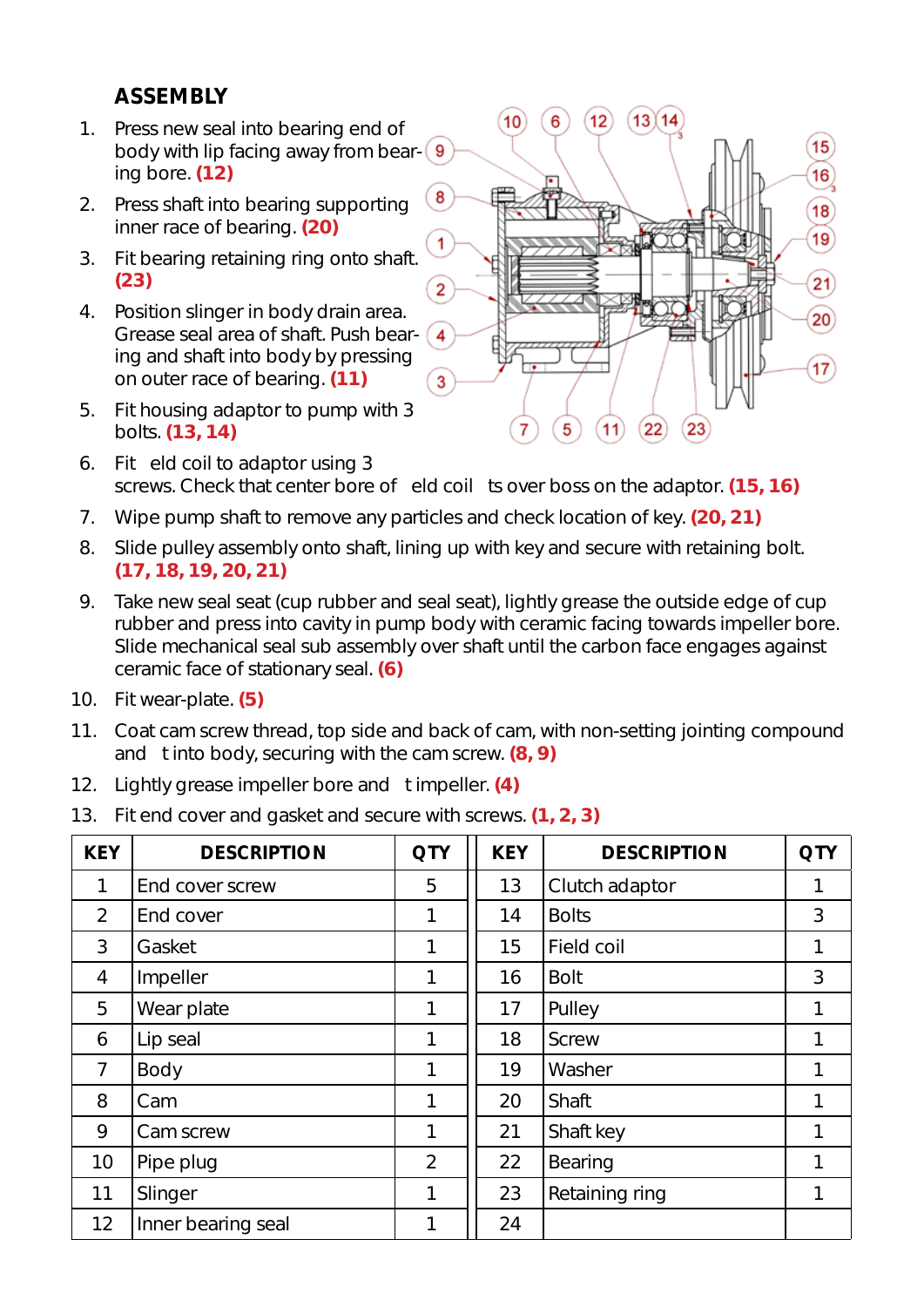## ASSEMBLY

1. Press new seal into bearing end of body with lip facing away from bearing bore. **(12)**
2. Press shaft into bearing supporting inner race of bearing. **(20)**
3. Fit bearing retaining ring onto shaft. **(23)**
4. Position slinger in body drain area. Grease seal area of shaft. Push bearing and shaft into body by pressing on outer race of bearing. **(11)**
5. Fit housing adaptor to pump with 3 bolts. **(13, 14)**
6. Fit eld coil to adaptor using 3 screws. Check that center bore of eld coil ts over boss on the adaptor. **(15, 16)**
7. Wipe pump shaft to remove any particles and check location of key. **(20, 21)**
8. Slide pulley assembly onto shaft, lining up with key and secure with retaining bolt. **(17, 18, 19, 20, 21)**
9. Take new seal seat (cup rubber and seal seat), lightly grease the outside edge of cup rubber and press into cavity in pump body with ceramic facing towards impeller bore. Slide mechanical seal sub assembly over shaft until the carbon face engages against ceramic face of stationary seal. **(6)**
10. Fit wear-plate. **(5)**
11. Coat cam screw thread, top side and back of cam, with non-setting jointing compound and t into body, securing with the cam screw. **(8, 9)**
12. Lightly grease impeller bore and t impeller. **(4)**
13. Fit end cover and gasket and secure with screws. **(1, 2, 3)**

| KEY | DESCRIPTION | QTY | KEY | DESCRIPTION | QTY |
|---|---|---|---|---|---|
| 1 | End cover screw | 5 | 13 | Clutch adaptor | 1 |
| 2 | End cover | 1 | 14 | Bolts | 3 |
| 3 | Gasket | 1 | 15 | Field coil | 1 |
| 4 | Impeller | 1 | 16 | Bolt | 3 |
| 5 | Wear plate | 1 | 17 | Pulley | 1 |
| 6 | Lip seal | 1 | 18 | Screw | 1 |
| 7 | Body | 1 | 19 | Washer | 1 |
| 8 | Cam | 1 | 20 | Shaft | 1 |
| 9 | Cam screw | 1 | 21 | Shaft key | 1 |
| 10 | Pipe plug | 2 | 22 | Bearing | 1 |
| 11 | Slinger | 1 | 23 | Retaining ring | 1 |
| 12 | Inner bearing seal | 1 | 24 | | |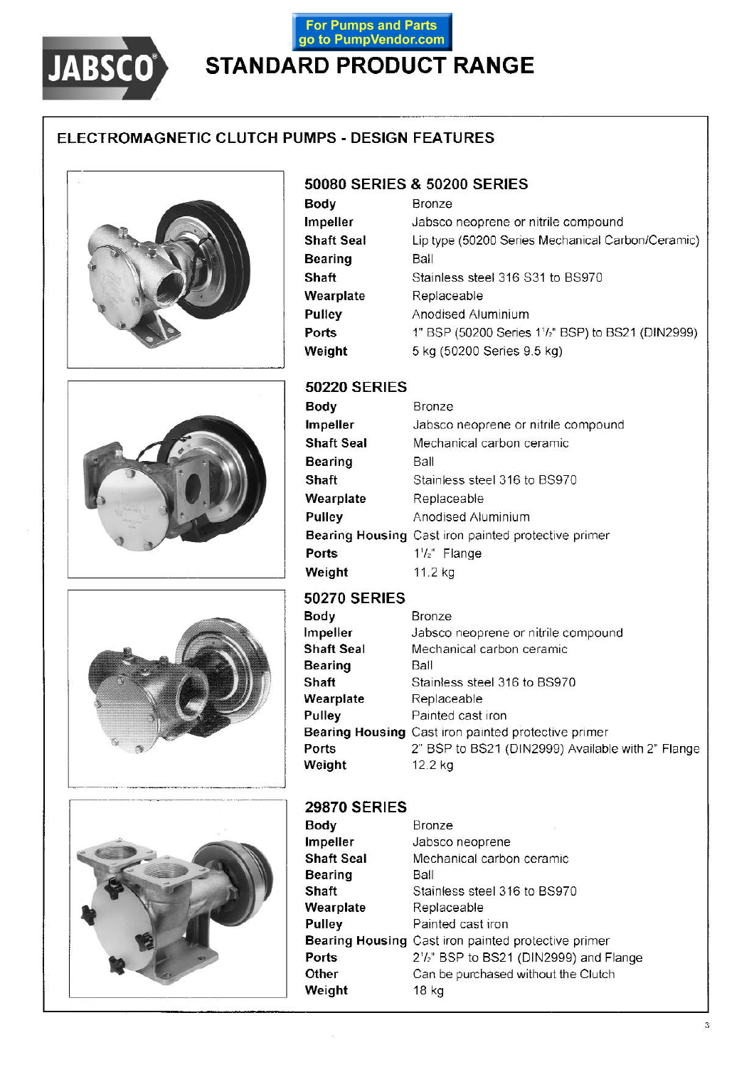For Pumps and Parts go to PumpVendor.com

# JABSCO STANDARD PRODUCT RANGE

## ELECTROMAGNETIC CLUTCH PUMPS - DESIGN FEATURES

### 50080 SERIES & 50200 SERIES

| | |
|---|---|
| **Body** | Bronze |
| **Impeller** | Jabsco neoprene or nitrile compound |
| **Shaft Seal** | Lip type (50200 Series Mechanical Carbon/Ceramic) |
| **Bearing** | Ball |
| **Shaft** | Stainless steel 316 S31 to BS970 |
| **Wearplate** | Replaceable |
| **Pulley** | Anodised Aluminium |
| **Ports** | 1" BSP (50200 Series 1½" BSP) to BS21 (DIN2999) |
| **Weight** | 5 kg (50200 Series 9.5 kg) |

### 50220 SERIES

| | |
|---|---|
| **Body** | Bronze |
| **Impeller** | Jabsco neoprene or nitrile compound |
| **Shaft Seal** | Mechanical carbon ceramic |
| **Bearing** | Ball |
| **Shaft** | Stainless steel 316 to BS970 |
| **Wearplate** | Replaceable |
| **Pulley** | Anodised Aluminium |
| **Bearing Housing** | Cast iron painted protective primer |
| **Ports** | 1½" Flange |
| **Weight** | 11.2 kg |

### 50270 SERIES

| | |
|---|---|
| **Body** | Bronze |
| **Impeller** | Jabsco neoprene or nitrile compound |
| **Shaft Seal** | Mechanical carbon ceramic |
| **Bearing** | Ball |
| **Shaft** | Stainless steel 316 to BS970 |
| **Wearplate** | Replaceable |
| **Pulley** | Painted cast iron |
| **Bearing Housing** | Cast iron painted protective primer |
| **Ports** | 2" BSP to BS21 (DIN2999) Available with 2" Flange |
| **Weight** | 12.2 kg |

### 29870 SERIES

| | |
|---|---|
| **Body** | Bronze |
| **Impeller** | Jabsco neoprene |
| **Shaft Seal** | Mechanical carbon ceramic |
| **Bearing** | Ball |
| **Shaft** | Stainless steel 316 to BS970 |
| **Wearplate** | Replaceable |
| **Pulley** | Painted cast iron |
| **Bearing Housing** | Cast iron painted protective primer |
| **Ports** | 2½" BSP to BS21 (DIN2999) and Flange |
| **Other** | Can be purchased without the Clutch |
| **Weight** | 18 kg |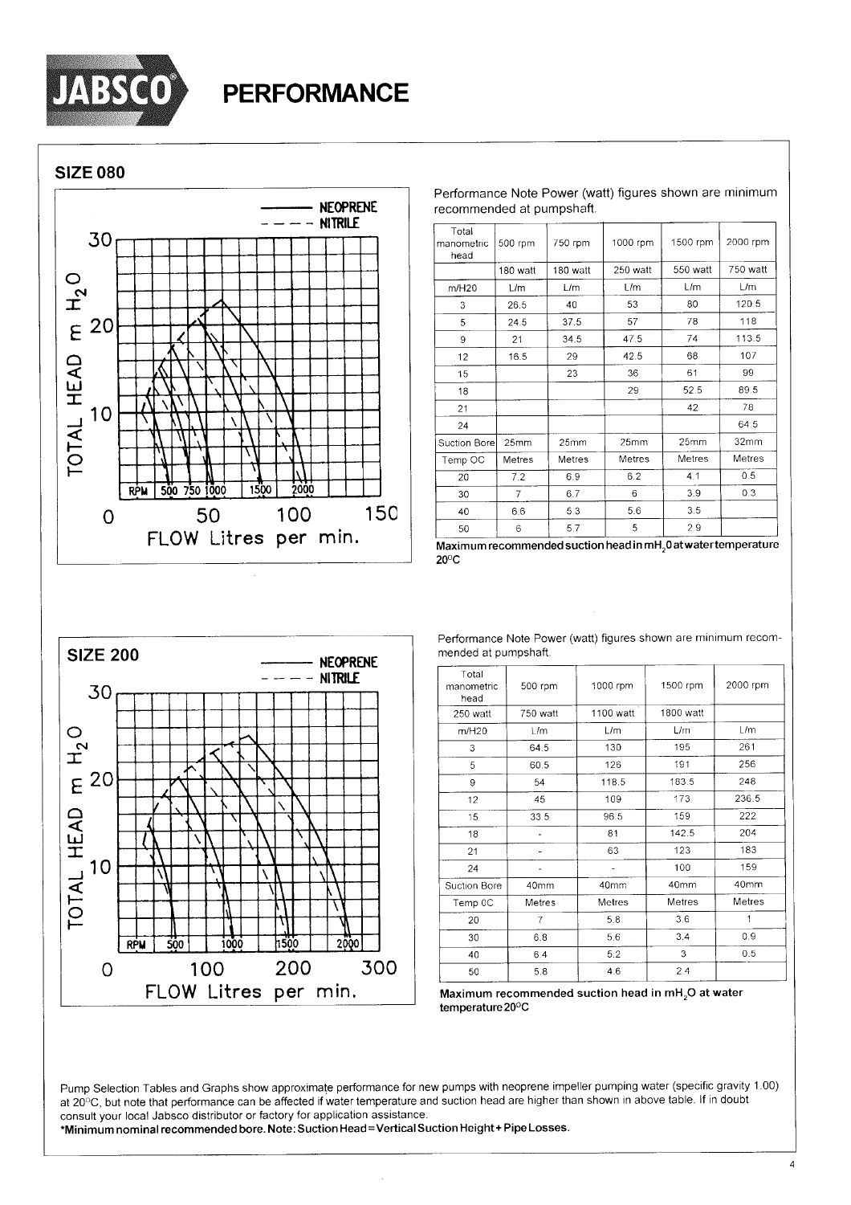# JABSCO® PERFORMANCE

## SIZE 080

Performance Note Power (watt) figures shown are minimum recommended at pumpshaft.

| Total manometric head | 500 rpm | 750 rpm | 1000 rpm | 1500 rpm | 2000 rpm |
|---|---|---|---|---|---|
| | 180 watt | 180 watt | 250 watt | 550 watt | 750 watt |
| m/H20 | L/m | L/m | L/m | L/m | L/m |
| 3 | 26.5 | 40 | 53 | 80 | 120.5 |
| 5 | 24.5 | 37.5 | 57 | 78 | 118 |
| 9 | 21 | 34.5 | 47.5 | 74 | 113.5 |
| 12 | 16.5 | 29 | 42.5 | 68 | 107 |
| 15 | | 23 | 36 | 61 | 99 |
| 18 | | | 29 | 52.5 | 89.5 |
| 21 | | | | 42 | 78 |
| 24 | | | | | 64.5 |
| Suction Bore | 25mm | 25mm | 25mm | 25mm | 32mm |
| Temp OC | Metres | Metres | Metres | Metres | Metres |
| 20 | 7.2 | 6.9 | 6.2 | 4.1 | 0.5 |
| 30 | 7 | 6.7 | 6 | 3.9 | 0.3 |
| 40 | 6.6 | 5.3 | 5.6 | 3.5 | |
| 50 | 6 | 5.7 | 5 | 2.9 | |

**Maximum recommended suction head in $mH_2O$ at water temperature 20°C**

## SIZE 200

Performance Note Power (watt) figures shown are minimum recommended at pumpshaft.

| Total manometric head | 500 rpm | 1000 rpm | 1500 rpm | 2000 rpm |
|---|---|---|---|---|
| 250 watt | 750 watt | 1100 watt | 1800 watt | |
| m/H20 | L/m | L/m | L/m | L/m |
| 3 | 64.5 | 130 | 195 | 261 |
| 5 | 60.5 | 126 | 191 | 256 |
| 9 | 54 | 118.5 | 183.5 | 248 |
| 12 | 45 | 109 | 173 | 236.5 |
| 15 | 33.5 | 96.5 | 159 | 222 |
| 18 | - | 81 | 142.5 | 204 |
| 21 | - | 63 | 123 | 183 |
| 24 | - | - | 100 | 159 |
| Suction Bore | 40mm | 40mm | 40mm | 40mm |
| Temp 0C | Metres | Metres | Metres | Metres |
| 20 | 7 | 5.8 | 3.6 | 1 |
| 30 | 6.8 | 5.6 | 3.4 | 0.9 |
| 40 | 6.4 | 5.2 | 3 | 0.5 |
| 50 | 5.8 | 4.6 | 2.4 | |

**Maximum recommended suction head in $mH_2O$ at water temperature 20°C**

Pump Selection Tables and Graphs show approximate performance for new pumps with neoprene impeller pumping water (specific gravity 1.00) at 20°C, but note that performance can be affected if water temperature and suction head are higher than shown in above table. If in doubt consult your local Jabsco distributor or factory for application assistance.

**\*Minimum nominal recommended bore. Note: Suction Head = Vertical Suction Height + Pipe Losses.**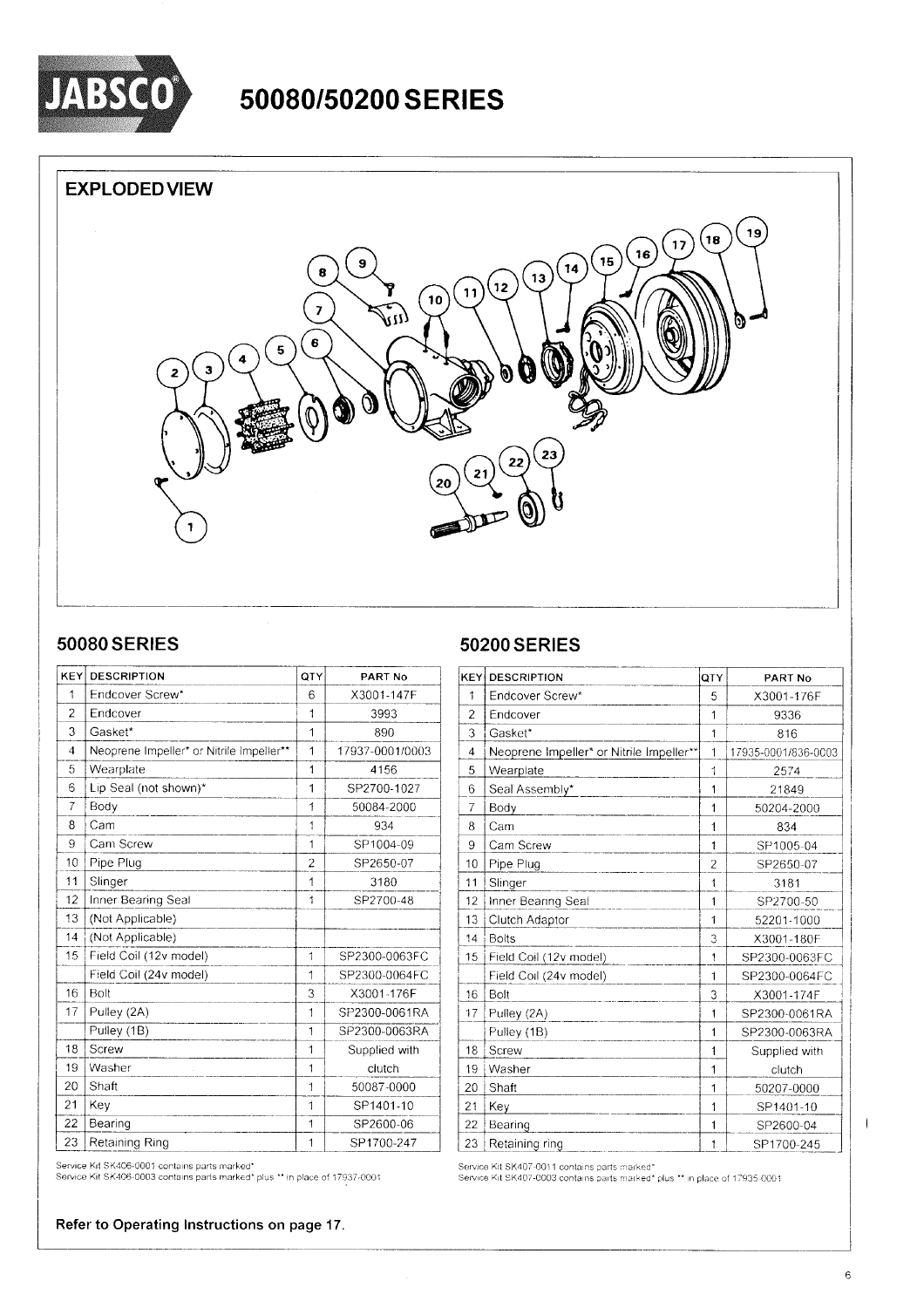# JABSCO® 50080/50200 SERIES

## EXPLODED VIEW

## 50080 SERIES

| KEY | DESCRIPTION | QTY | PART No |
|---|---|---|---|
| 1 | Endcover Screw* | 6 | X3001-147F |
| 2 | Endcover | 1 | 3993 |
| 3 | Gasket* | 1 | 890 |
| 4 | Neoprene Impeller* or Nitrile Impeller** | 1 | 17937-0001/0003 |
| 5 | Wearplate | 1 | 4156 |
| 6 | Lip Seal (not shown)* | 1 | SP2700-1027 |
| 7 | Body | 1 | 50084-2000 |
| 8 | Cam | 1 | 934 |
| 9 | Cam Screw | 1 | SP1004-09 |
| 10 | Pipe Plug | 2 | SP2650-07 |
| 11 | Slinger | 1 | 3180 |
| 12 | Inner Bearing Seal | 1 | SP2700-48 |
| 13 | (Not Applicable) | | |
| 14 | (Not Applicable) | | |
| 15 | Field Coil (12v model) | 1 | SP2300-0063FC |
| | Field Coil (24v model) | 1 | SP2300-0064FC |
| 16 | Bolt | 3 | X3001-176F |
| 17 | Pulley (2A) | 1 | SP2300-0061RA |
| | Pulley (1B) | 1 | SP2300-0063RA |
| 18 | Screw | 1 | Supplied with |
| 19 | Washer | 1 | clutch |
| 20 | Shaft | 1 | 50087-0000 |
| 21 | Key | 1 | SP1401-10 |
| 22 | Bearing | 1 | SP2600-06 |
| 23 | Retaining Ring | 1 | SP1700-247 |

Service Kit SK406-0001 contains parts marked*
Service Kit SK406-0003 contains parts marked* plus ** in place of 17937-0001

## 50200 SERIES

| KEY | DESCRIPTION | QTY | PART No |
|---|---|---|---|
| 1 | Endcover Screw* | 5 | X3001-176F |
| 2 | Endcover | 1 | 9336 |
| 3 | Gasket* | 1 | 816 |
| 4 | Neoprene Impeller* or Nitrile Impeller** | 1 | 17935-0001/836-0003 |
| 5 | Wearplate | 1 | 2574 |
| 6 | Seal Assembly* | 1 | 21849 |
| 7 | Body | 1 | 50204-2000 |
| 8 | Cam | 1 | 834 |
| 9 | Cam Screw | 1 | SP1005-04 |
| 10 | Pipe Plug | 2 | SP2650-07 |
| 11 | Slinger | 1 | 3181 |
| 12 | Inner Bearing Seal | 1 | SP2700-50 |
| 13 | Clutch Adaptor | 1 | 52201-1000 |
| 14 | Bolts | 3 | X3001-180F |
| 15 | Field Coil (12v model) | 1 | SP2300-0063FC |
| | Field Coil (24v model) | 1 | SP2300-0064FC |
| 16 | Bolt | 3 | X3001-174F |
| 17 | Pulley (2A) | 1 | SP2300-0061RA |
| | Pulley (1B) | 1 | SP2300-0063RA |
| 18 | Screw | 1 | Supplied with |
| 19 | Washer | 1 | clutch |
| 20 | Shaft | 1 | 50207-0000 |
| 21 | Key | 1 | SP1401-10 |
| 22 | Bearing | 1 | SP2600-04 |
| 23 | Retaining ring | 1 | SP1700-245 |

Service Kit SK407-0011 contains parts marked*
Service Kit SK407-0003 contains parts marked* plus ** in place of 17935-0001

**Refer to Operating Instructions on page 17.**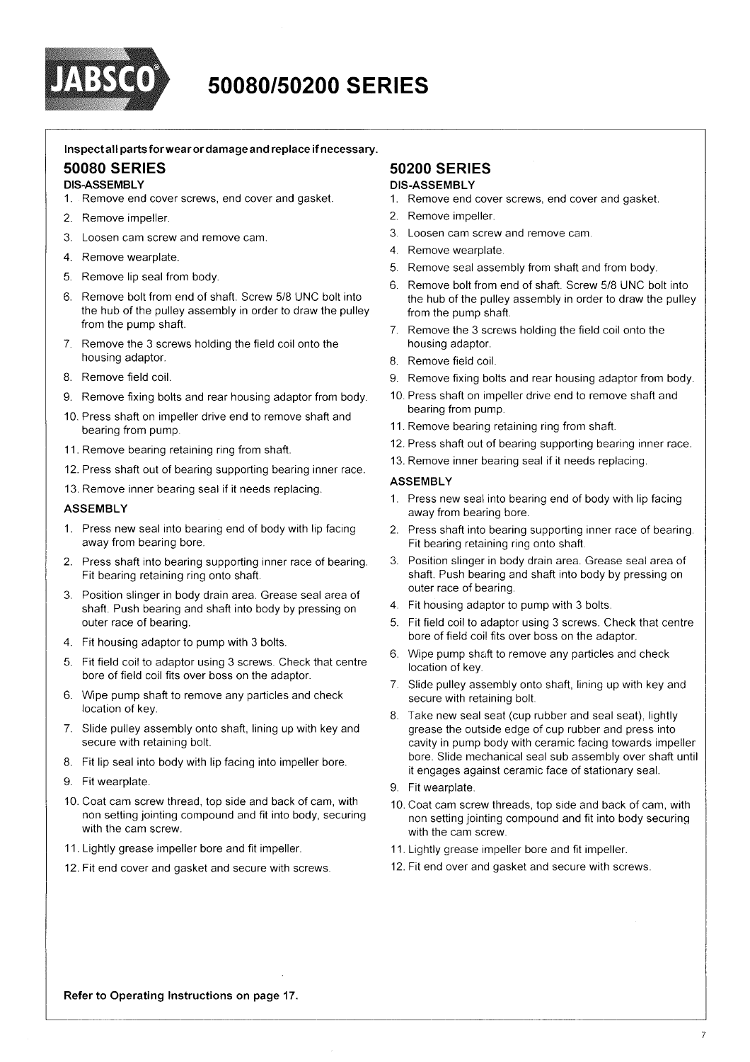# 50080/50200 SERIES

**Inspect all parts for wear or damage and replace if necessary.**

## 50080 SERIES

### DIS-ASSEMBLY

1. Remove end cover screws, end cover and gasket.
2. Remove impeller.
3. Loosen cam screw and remove cam.
4. Remove wearplate.
5. Remove lip seal from body.
6. Remove bolt from end of shaft. Screw 5/8 UNC bolt into the hub of the pulley assembly in order to draw the pulley from the pump shaft.
7. Remove the 3 screws holding the field coil onto the housing adaptor.
8. Remove field coil.
9. Remove fixing bolts and rear housing adaptor from body.
10. Press shaft on impeller drive end to remove shaft and bearing from pump.
11. Remove bearing retaining ring from shaft.
12. Press shaft out of bearing supporting bearing inner race.
13. Remove inner bearing seal if it needs replacing.

### ASSEMBLY

1. Press new seal into bearing end of body with lip facing away from bearing bore.
2. Press shaft into bearing supporting inner race of bearing. Fit bearing retaining ring onto shaft.
3. Position slinger in body drain area. Grease seal area of shaft. Push bearing and shaft into body by pressing on outer race of bearing.
4. Fit housing adaptor to pump with 3 bolts.
5. Fit field coil to adaptor using 3 screws. Check that centre bore of field coil fits over boss on the adaptor.
6. Wipe pump shaft to remove any particles and check location of key.
7. Slide pulley assembly onto shaft, lining up with key and secure with retaining bolt.
8. Fit lip seal into body with lip facing into impeller bore.
9. Fit wearplate.
10. Coat cam screw thread, top side and back of cam, with non setting jointing compound and fit into body, securing with the cam screw.
11. Lightly grease impeller bore and fit impeller.
12. Fit end cover and gasket and secure with screws.

## 50200 SERIES

### DIS-ASSEMBLY

1. Remove end cover screws, end cover and gasket.
2. Remove impeller.
3. Loosen cam screw and remove cam.
4. Remove wearplate.
5. Remove seal assembly from shaft and from body.
6. Remove bolt from end of shaft. Screw 5/8 UNC bolt into the hub of the pulley assembly in order to draw the pulley from the pump shaft.
7. Remove the 3 screws holding the field coil onto the housing adaptor.
8. Remove field coil.
9. Remove fixing bolts and rear housing adaptor from body.
10. Press shaft on impeller drive end to remove shaft and bearing from pump.
11. Remove bearing retaining ring from shaft.
12. Press shaft out of bearing supporting bearing inner race.
13. Remove inner bearing seal if it needs replacing.

### ASSEMBLY

1. Press new seal into bearing end of body with lip facing away from bearing bore.
2. Press shaft into bearing supporting inner race of bearing. Fit bearing retaining ring onto shaft.
3. Position slinger in body drain area. Grease seal area of shaft. Push bearing and shaft into body by pressing on outer race of bearing.
4. Fit housing adaptor to pump with 3 bolts.
5. Fit field coil to adaptor using 3 screws. Check that centre bore of field coil fits over boss on the adaptor.
6. Wipe pump shaft to remove any particles and check location of key.
7. Slide pulley assembly onto shaft, lining up with key and secure with retaining bolt.
8. Take new seal seat (cup rubber and seal seat), lightly grease the outside edge of cup rubber and press into cavity in pump body with ceramic facing towards impeller bore. Slide mechanical seal sub assembly over shaft until it engages against ceramic face of stationary seal.
9. Fit wearplate.
10. Coat cam screw threads, top side and back of cam, with non setting jointing compound and fit into body securing with the cam screw.
11. Lightly grease impeller bore and fit impeller.
12. Fit end over and gasket and secure with screws.

**Refer to Operating Instructions on page 17.**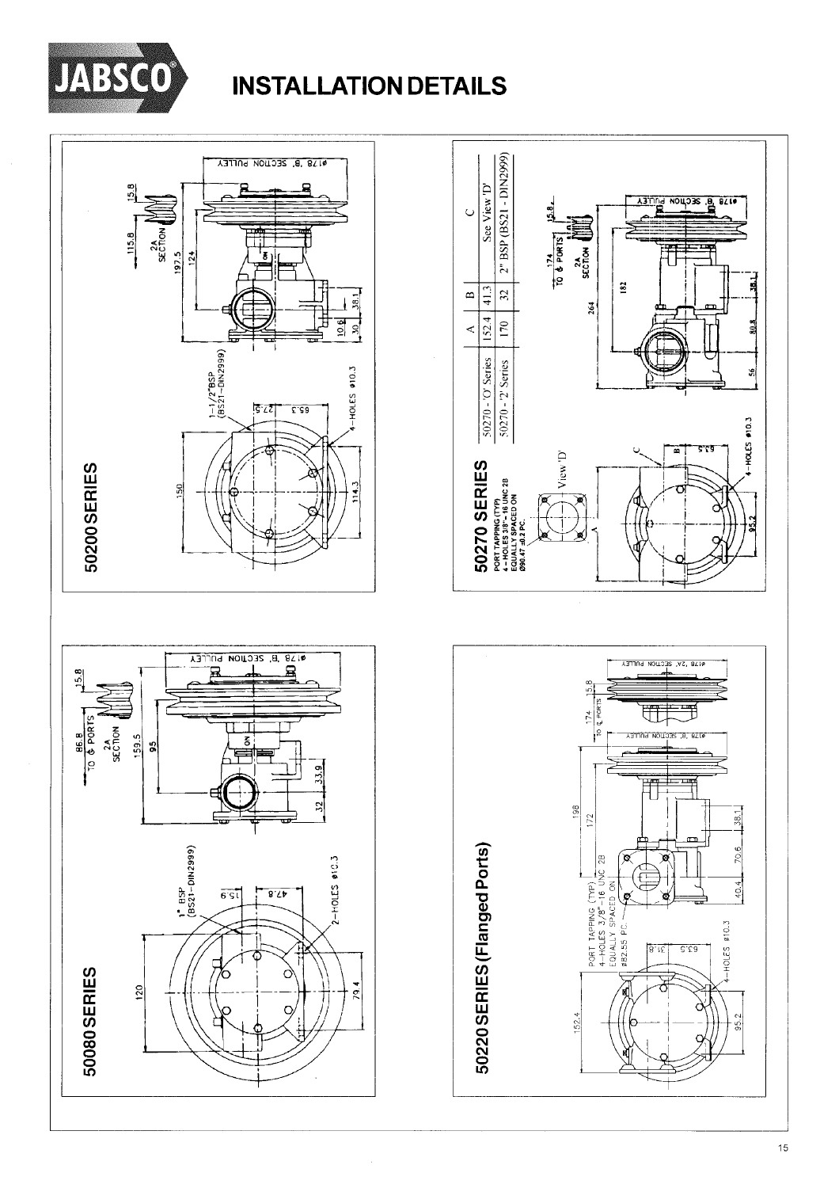# INSTALLATION DETAILS

## 50200 SERIES

1-1/2" BSP (BS21-DIN2999)

150

27.5

65.3

4-HOLES ø10.3

114.3

115.8

2A SECTION

15.8

197.5

124

10.6

30

38.1

ø178 'B' SECTION PULLEY

## 50270 SERIES

PORT TAPPING (TYP)
4-HOLES 3/8"-16 UNC 2B
EQUALLY SPACED ON
Ø90.47 ±0.2 PC.

View 'D'

| | A | B | C |
|---|---|---|---|
| 50270 - 'O' Series | 152.4 | 41.3 | See View 'D' |
| 50270 - '2' Series | 170 | 32 | 2" BSP (BS21 - DIN2999) |

174 TO ℄ PORTS

2A SECTION

15.8

264

182

56

80.8

38.1

95.2

63.5

4-HOLES ø10.3

ø178 'B' SECTION PULLEY

## 50080 SERIES

1" BSP (BS21-DIN2999)

120

15.9

47.8

2-HOLES ø10.3

79.4

86.8 TO ℄ PORTS

2A SECTION

15.8

159.5

95

33.9

32

ø178 'B' SECTION PULLEY

## 50220 SERIES (Flanged Ports)

PORT TAPPING (TYP)
4-HOLES 3/8"-16 UNC 2B
EQUALLY SPACED ON
Ø82.55 PC.

152.4

31.8

63.5

4-HOLES ø10.3

95.2

198

172

40.4

70.6

38.1

174 TO ℄ PORTS

15.8

ø178 'B' SECTION PULLEY

ø178 '2A' SECTION PULLEY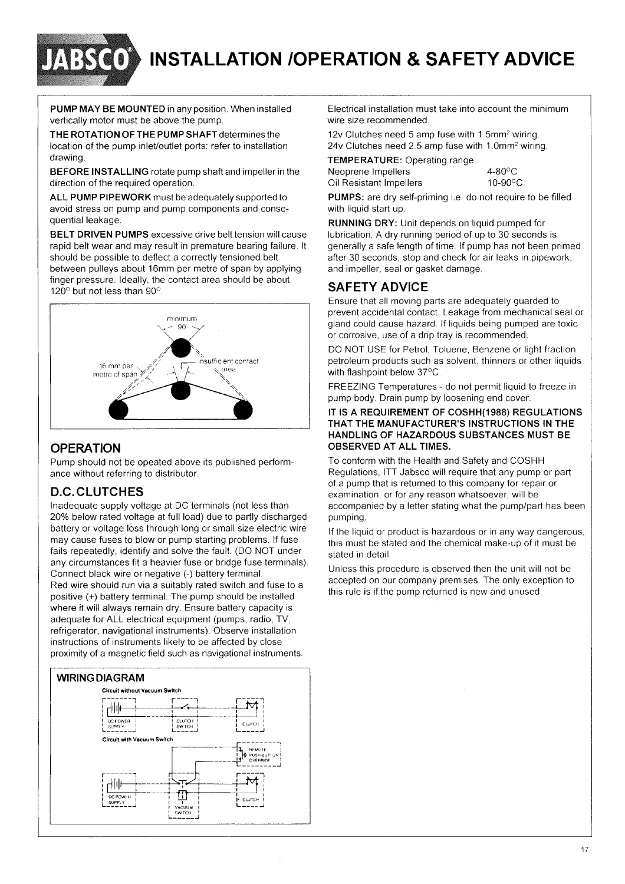# INSTALLATION /OPERATION & SAFETY ADVICE

**PUMP MAY BE MOUNTED** in any position. When installed vertically motor must be above the pump.

**THE ROTATION OF THE PUMP SHAFT** determines the location of the pump inlet/outlet ports: refer to installation drawing.

**BEFORE INSTALLING** rotate pump shaft and impeller in the direction of the required operation.

**ALL PUMP PIPEWORK** must be adequately supported to avoid stress on pump and pump components and consequential leakage.

**BELT DRIVEN PUMPS** excessive drive belt tension will cause rapid belt wear and may result in premature bearing failure. It should be possible to deflect a correctly tensioned belt between pulleys about 16mm per metre of span by applying finger pressure. Ideally, the contact area should be about 120° but not less than 90°.

minimum
90
16 mm per metre of span
insufficient contact area

## OPERATION

Pump should not be opeated above its published performance without referring to distributor.

## D.C. CLUTCHES

Inadequate supply voltage at DC terminals (not less than 20% below rated voltage at full load) due to partly discharged battery or voltage loss through long or small size electric wire may cause fuses to blow or pump starting problems. If fuse fails repeatedly, identify and solve the fault. (DO NOT under any circumstances fit a heavier fuse or bridge fuse terminals). Connect black wire or negative (-) battery terminal.

Red wire should run via a suitably rated switch and fuse to a positive (+) battery terminal. The pump should be installed where it will always remain dry. Ensure battery capacity is adequate for ALL electrical equipment (pumps, radio, TV, refrigerator, navigational instruments). Observe installation instructions of instruments likely to be affected by close proximity of a magnetic field such as navigational instruments.

### WIRING DIAGRAM

Circuit without Vacuum Switch

DC POWER SUPPLY
CLUTCH SWITCH
CLUTCH

Circuit with Vacuum Switch

REMOTE PUSH-BUTTON OVERRIDE
DC POWER SUPPLY
VACUUM SWITCH
CLUTCH

Electrical installation must take into account the minimum wire size recommended.

12v Clutches need 5 amp fuse with 1.5mm² wiring.
24v Clutches need 2.5 amp fuse with 1.0mm² wiring.

**TEMPERATURE:** Operating range

| | |
|---|---|
| Neoprene Impellers | 4-80°C |
| Oil Resistant Impellers | 10-90°C |

**PUMPS:** are dry self-priming i.e. do not require to be filled with liquid start up.

**RUNNING DRY:** Unit depends on liquid pumped for lubrication. A dry running period of up to 30 seconds is generally a safe length of time. If pump has not been primed after 30 seconds, stop and check for air leaks in pipework, and impeller, seal or gasket damage.

## SAFETY ADVICE

Ensure that all moving parts are adequately guarded to prevent accidental contact. Leakage from mechanical seal or gland could cause hazard. If liquids being pumped are toxic or corrosive, use of a drip tray is recommended.

DO NOT USE for Petrol, Toluene, Benzene or light fraction petroleum products such as solvent, thinners or other liquids with flashpoint below 37°C.

FREEZING Temperatures - do not permit liquid to freeze in pump body. Drain pump by loosening end cover.

**IT IS A REQUIREMENT OF COSHH(1988) REGULATIONS THAT THE MANUFACTURER'S INSTRUCTIONS IN THE HANDLING OF HAZARDOUS SUBSTANCES MUST BE OBSERVED AT ALL TIMES.**

To conform with the Health and Safety and COSHH Regulations, ITT Jabsco will require that any pump or part of a pump that is returned to this company for repair or examination, or for any reason whatsoever, will be accompanied by a letter stating what the pump/part has been pumping.

If the liquid or product is hazardous or in any way dangerous, this must be stated and the chemical make-up of it must be stated in detail.

Unless this procedure is observed then the unit will not be accepted on our company premises. The only exception to this rule is if the pump returned is new and unused.